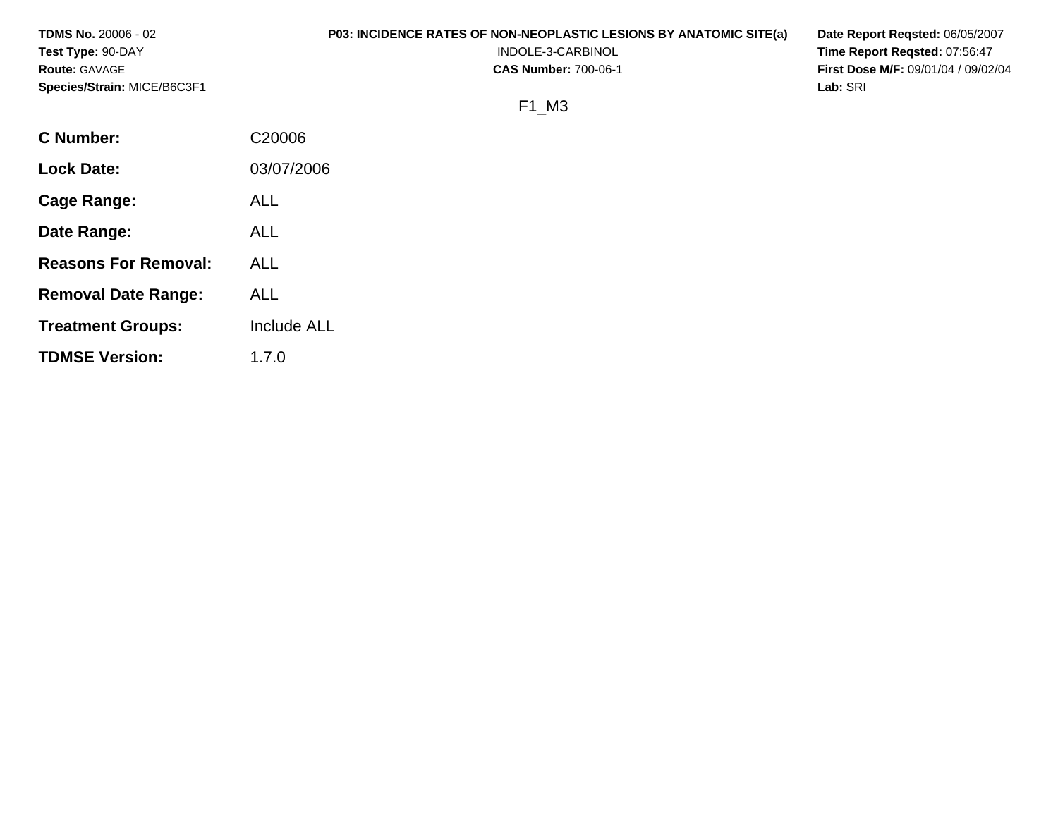**TDMS No.** 20006 - 02
**Test Type:** 90-DAY
**Route:** GAVAGE
**Species/Strain:** MICE/B6C3F1

**P03: INCIDENCE RATES OF NON-NEOPLASTIC LESIONS BY ANATOMIC SITE(a)**
INDOLE-3-CARBINOL
**CAS Number:** 700-06-1

**Date Report Reqsted:** 06/05/2007
**Time Report Reqsted:** 07:56:47
**First Dose M/F:** 09/01/04 / 09/02/04
**Lab:** SRI

F1_M3

| | |
|---|---|
| **C Number:** | C20006 |
| **Lock Date:** | 03/07/2006 |
| **Cage Range:** | ALL |
| **Date Range:** | ALL |
| **Reasons For Removal:** | ALL |
| **Removal Date Range:** | ALL |
| **Treatment Groups:** | Include ALL |
| **TDMSE Version:** | 1.7.0 |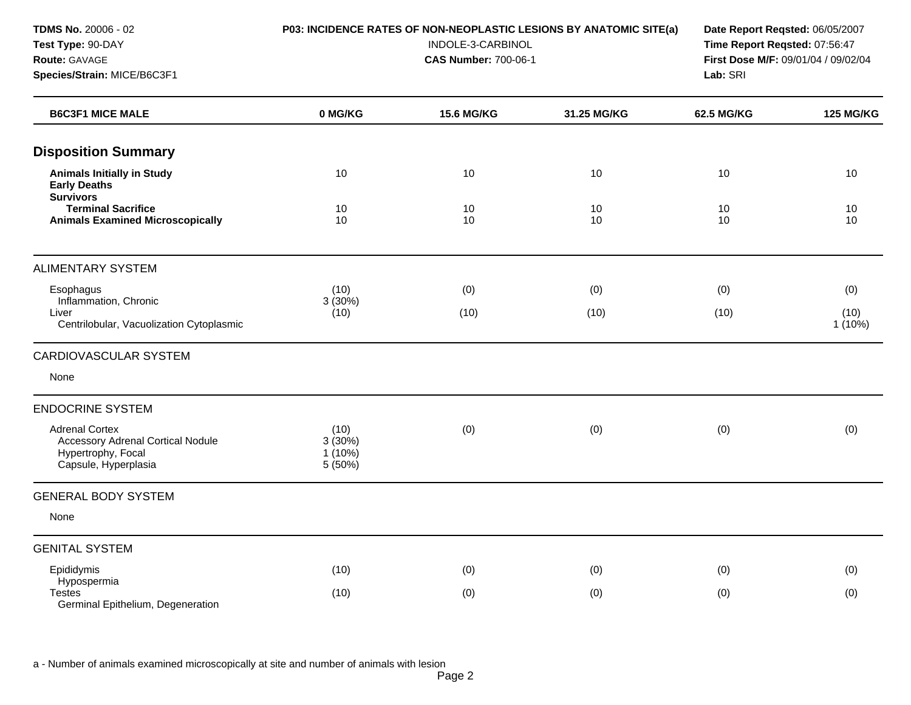**TDMS No.** 20006 - 02
**Test Type:** 90-DAY
**Route:** GAVAGE
**Species/Strain:** MICE/B6C3F1

**P03: INCIDENCE RATES OF NON-NEOPLASTIC LESIONS BY ANATOMIC SITE(a)**
INDOLE-3-CARBINOL
**CAS Number:** 700-06-1

**Date Report Reqsted:** 06/05/2007
**Time Report Reqsted:** 07:56:47
**First Dose M/F:** 09/01/04 / 09/02/04
**Lab:** SRI

| **B6C3F1 MICE MALE** | **0 MG/KG** | **15.6 MG/KG** | **31.25 MG/KG** | **62.5 MG/KG** | **125 MG/KG** |
|---|---|---|---|---|---|
| **Disposition Summary** | | | | | |
| **Animals Initially in Study** | 10 | 10 | 10 | 10 | 10 |
| **Early Deaths** | | | | | |
| **Survivors** | | | | | |
| **Terminal Sacrifice** | 10 | 10 | 10 | 10 | 10 |
| **Animals Examined Microscopically** | 10 | 10 | 10 | 10 | 10 |
| ALIMENTARY SYSTEM | | | | | |
| Esophagus | (10) | (0) | (0) | (0) | (0) |
| Inflammation, Chronic | 3 (30%) | | | | |
| Liver | (10) | (10) | (10) | (10) | (10) |
| Centrilobular, Vacuolization Cytoplasmic | | | | | 1 (10%) |
| CARDIOVASCULAR SYSTEM | | | | | |
| None | | | | | |
| ENDOCRINE SYSTEM | | | | | |
| Adrenal Cortex | (10) | (0) | (0) | (0) | (0) |
| Accessory Adrenal Cortical Nodule | 3 (30%) | | | | |
| Hypertrophy, Focal | 1 (10%) | | | | |
| Capsule, Hyperplasia | 5 (50%) | | | | |
| GENERAL BODY SYSTEM | | | | | |
| None | | | | | |
| GENITAL SYSTEM | | | | | |
| Epididymis | (10) | (0) | (0) | (0) | (0) |
| Hypospermia | | | | | |
| Testes | (10) | (0) | (0) | (0) | (0) |
| Germinal Epithelium, Degeneration | | | | | |

a - Number of animals examined microscopically at site and number of animals with lesion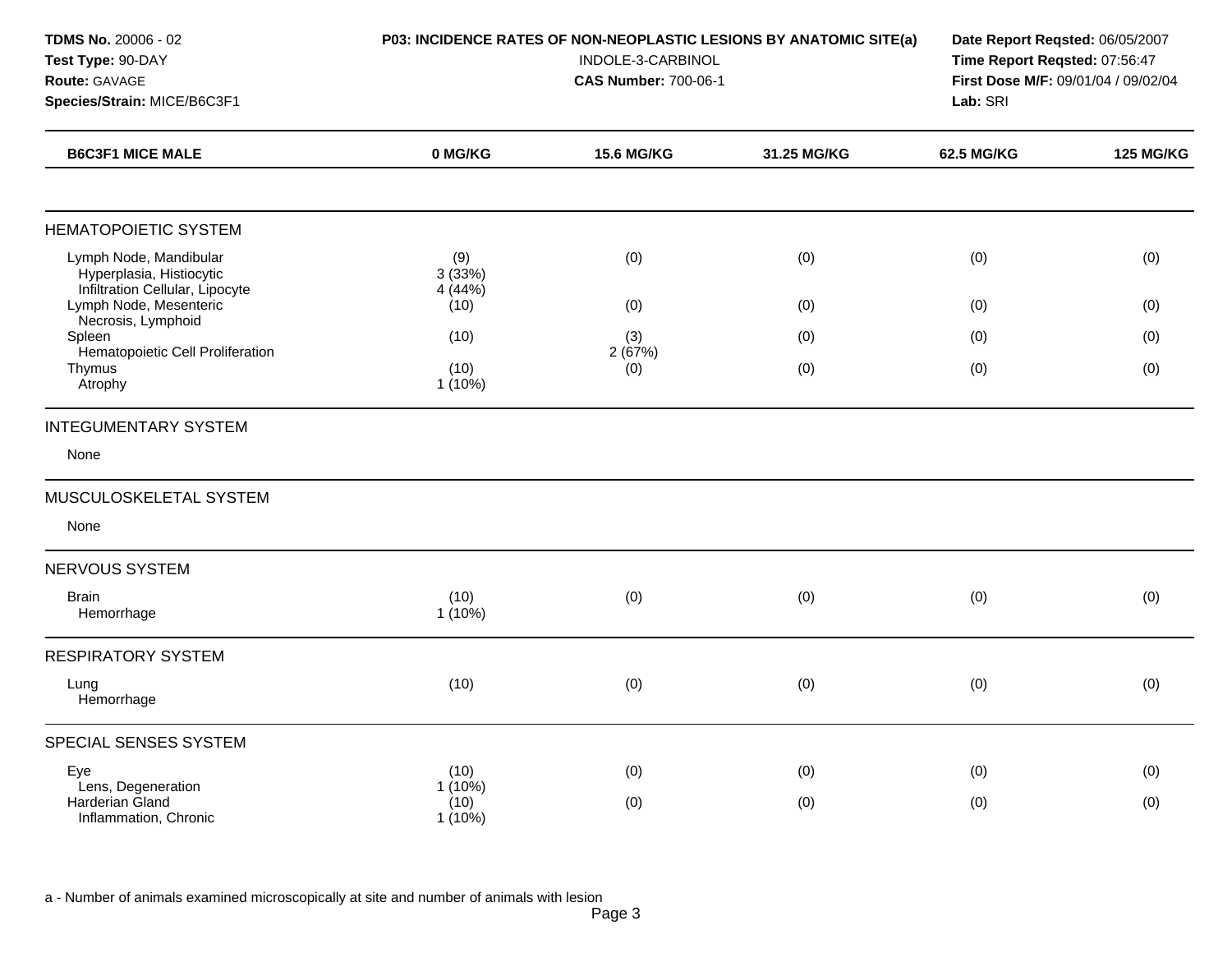**TDMS No.** 20006 - 02
**Test Type:** 90-DAY
**Route:** GAVAGE
**Species/Strain:** MICE/B6C3F1

**P03: INCIDENCE RATES OF NON-NEOPLASTIC LESIONS BY ANATOMIC SITE(a)**
INDOLE-3-CARBINOL
**CAS Number:** 700-06-1

**Date Report Reqsted:** 06/05/2007
**Time Report Reqsted:** 07:56:47
**First Dose M/F:** 09/01/04 / 09/02/04
**Lab:** SRI

| B6C3F1 MICE MALE | 0 MG/KG | 15.6 MG/KG | 31.25 MG/KG | 62.5 MG/KG | 125 MG/KG |
|---|---|---|---|---|---|
| **HEMATOPOIETIC SYSTEM** | | | | | |
| Lymph Node, Mandibular | (9) | (0) | (0) | (0) | (0) |
| Hyperplasia, Histiocytic | 3 (33%) | | | | |
| Infiltration Cellular, Lipocyte | 4 (44%) | | | | |
| Lymph Node, Mesenteric | (10) | (0) | (0) | (0) | (0) |
| Necrosis, Lymphoid | | | | | |
| Spleen | (10) | (3) | (0) | (0) | (0) |
| Hematopoietic Cell Proliferation | | 2 (67%) | | | |
| Thymus | (10) | (0) | (0) | (0) | (0) |
| Atrophy | 1 (10%) | | | | |
| **INTEGUMENTARY SYSTEM** | | | | | |
| None | | | | | |
| **MUSCULOSKELETAL SYSTEM** | | | | | |
| None | | | | | |
| **NERVOUS SYSTEM** | | | | | |
| Brain | (10) | (0) | (0) | (0) | (0) |
| Hemorrhage | 1 (10%) | | | | |
| **RESPIRATORY SYSTEM** | | | | | |
| Lung | (10) | (0) | (0) | (0) | (0) |
| Hemorrhage | | | | | |
| **SPECIAL SENSES SYSTEM** | | | | | |
| Eye | (10) | (0) | (0) | (0) | (0) |
| Lens, Degeneration | 1 (10%) | | | | |
| Harderian Gland | (10) | (0) | (0) | (0) | (0) |
| Inflammation, Chronic | 1 (10%) | | | | |

a - Number of animals examined microscopically at site and number of animals with lesion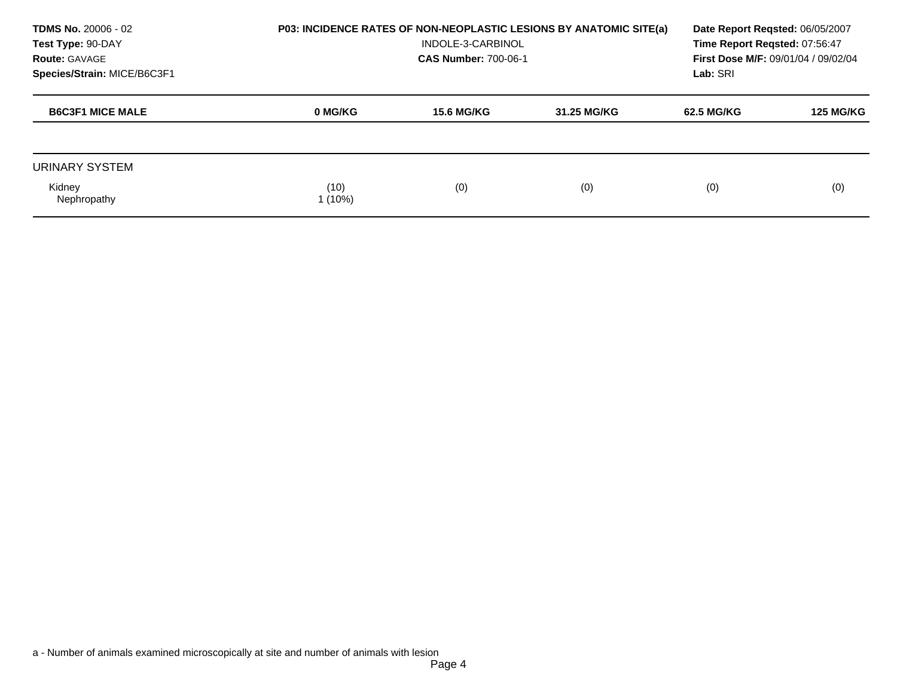**TDMS No.** 20006 - 02
**Test Type:** 90-DAY
**Route:** GAVAGE
**Species/Strain:** MICE/B6C3F1

**P03: INCIDENCE RATES OF NON-NEOPLASTIC LESIONS BY ANATOMIC SITE(a)**
INDOLE-3-CARBINOL
**CAS Number:** 700-06-1

**Date Report Reqsted:** 06/05/2007
**Time Report Reqsted:** 07:56:47
**First Dose M/F:** 09/01/04 / 09/02/04
**Lab:** SRI

| B6C3F1 MICE MALE | 0 MG/KG | 15.6 MG/KG | 31.25 MG/KG | 62.5 MG/KG | 125 MG/KG |
|---|---|---|---|---|---|
| URINARY SYSTEM | | | | | |
| Kidney | (10) | (0) | (0) | (0) | (0) |
| Nephropathy | 1 (10%) | | | | |

a - Number of animals examined microscopically at site and number of animals with lesion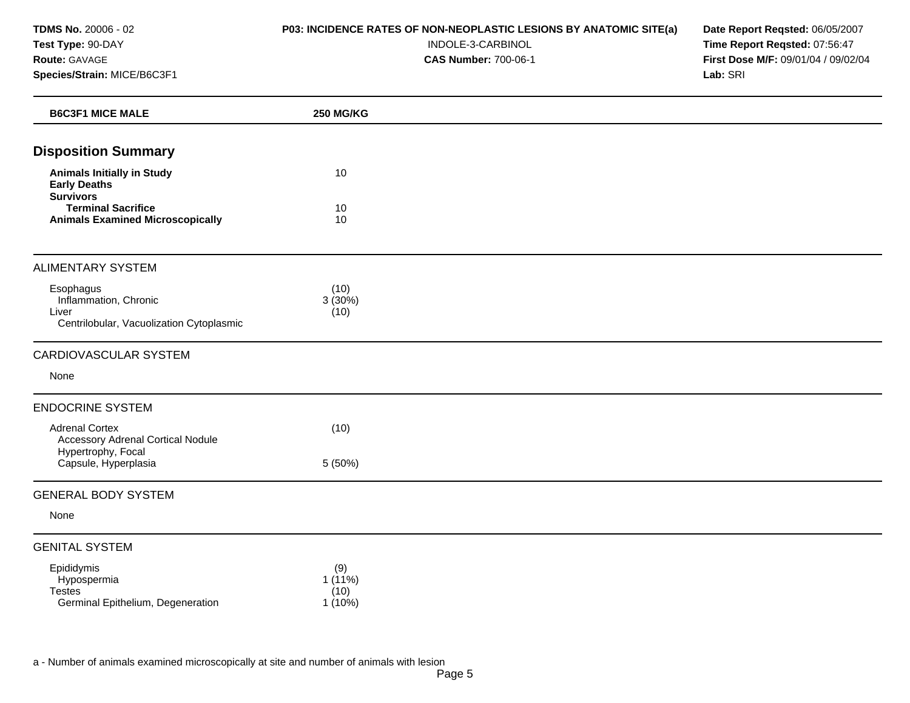**TDMS No.** 20006 - 02
**Test Type:** 90-DAY
**Route:** GAVAGE
**Species/Strain:** MICE/B6C3F1

**P03: INCIDENCE RATES OF NON-NEOPLASTIC LESIONS BY ANATOMIC SITE(a)**
INDOLE-3-CARBINOL
**CAS Number:** 700-06-1

**Date Report Reqsted:** 06/05/2007
**Time Report Reqsted:** 07:56:47
**First Dose M/F:** 09/01/04 / 09/02/04
**Lab:** SRI

| **B6C3F1 MICE MALE** | **250 MG/KG** |
|---|---|
| **Disposition Summary** | |
| **Animals Initially in Study** | 10 |
| **Early Deaths** | |
| **Survivors** | |
| **Terminal Sacrifice** | 10 |
| **Animals Examined Microscopically** | 10 |
| ALIMENTARY SYSTEM | |
| Esophagus | (10) |
| Inflammation, Chronic | 3 (30%) |
| Liver | (10) |
| Centrilobular, Vacuolization Cytoplasmic | |
| CARDIOVASCULAR SYSTEM | |
| None | |
| ENDOCRINE SYSTEM | |
| Adrenal Cortex | (10) |
| Accessory Adrenal Cortical Nodule | |
| Hypertrophy, Focal | |
| Capsule, Hyperplasia | 5 (50%) |
| GENERAL BODY SYSTEM | |
| None | |
| GENITAL SYSTEM | |
| Epididymis | (9) |
| Hypospermia | 1 (11%) |
| Testes | (10) |
| Germinal Epithelium, Degeneration | 1 (10%) |

a - Number of animals examined microscopically at site and number of animals with lesion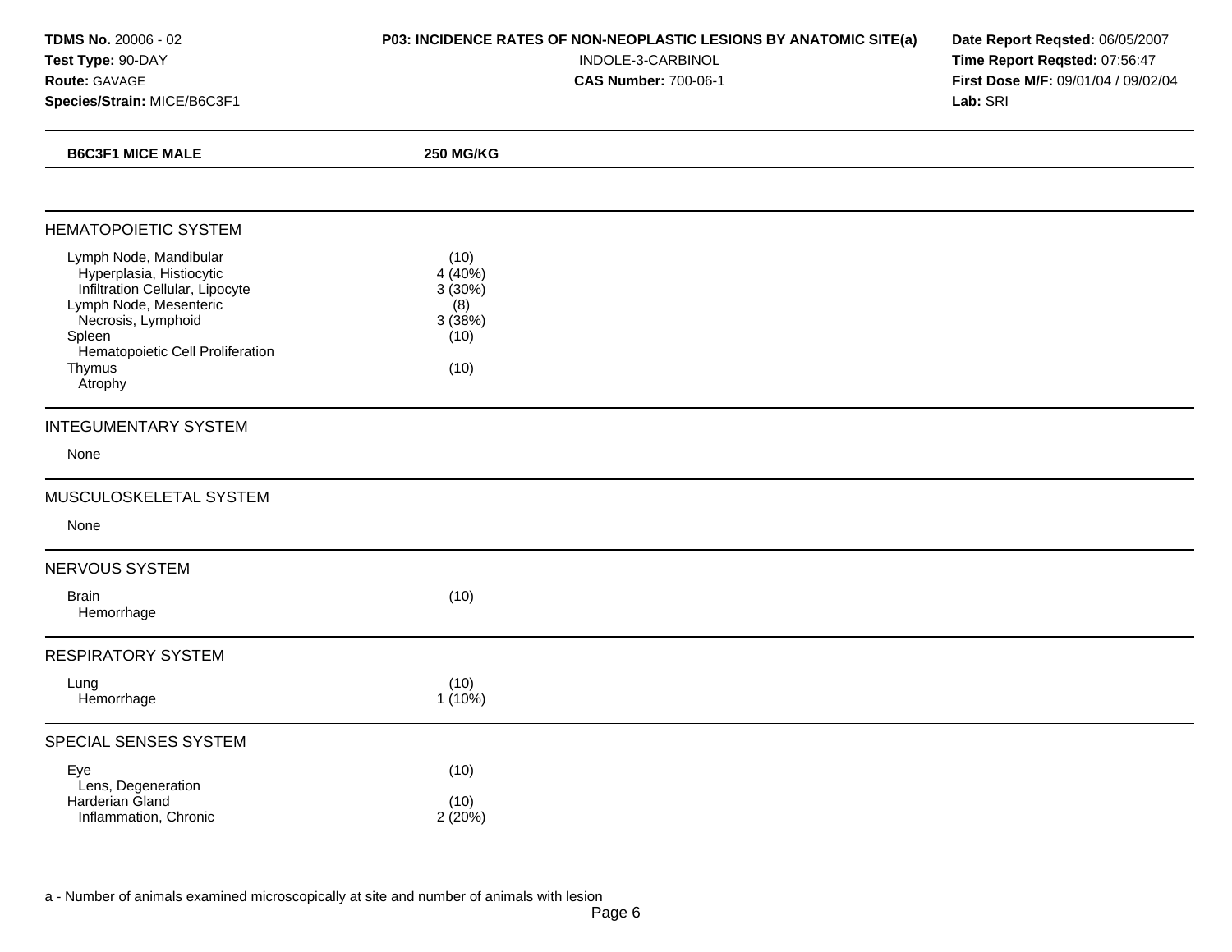**TDMS No.** 20006 - 02
**Test Type:** 90-DAY
**Route:** GAVAGE
**Species/Strain:** MICE/B6C3F1

**P03: INCIDENCE RATES OF NON-NEOPLASTIC LESIONS BY ANATOMIC SITE(a)**
INDOLE-3-CARBINOL
**CAS Number:** 700-06-1

**Date Report Reqsted:** 06/05/2007
**Time Report Reqsted:** 07:56:47
**First Dose M/F:** 09/01/04 / 09/02/04
**Lab:** SRI

| **B6C3F1 MICE MALE** | **250 MG/KG** |
|---|---|
| **HEMATOPOIETIC SYSTEM** | |
| Lymph Node, Mandibular | (10) |
| Hyperplasia, Histiocytic | 4 (40%) |
| Infiltration Cellular, Lipocyte | 3 (30%) |
| Lymph Node, Mesenteric | (8) |
| Necrosis, Lymphoid | 3 (38%) |
| Spleen | (10) |
| Hematopoietic Cell Proliferation | |
| Thymus | (10) |
| Atrophy | |
| **INTEGUMENTARY SYSTEM** | |
| None | |
| **MUSCULOSKELETAL SYSTEM** | |
| None | |
| **NERVOUS SYSTEM** | |
| Brain | (10) |
| Hemorrhage | |
| **RESPIRATORY SYSTEM** | |
| Lung | (10) |
| Hemorrhage | 1 (10%) |
| **SPECIAL SENSES SYSTEM** | |
| Eye | (10) |
| Lens, Degeneration | |
| Harderian Gland | (10) |
| Inflammation, Chronic | 2 (20%) |

a - Number of animals examined microscopically at site and number of animals with lesion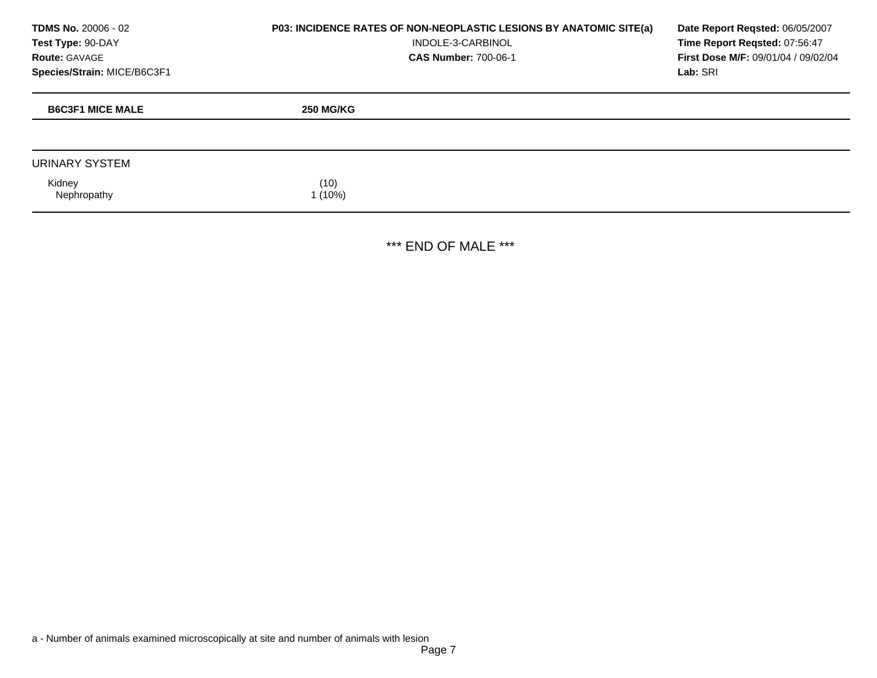**TDMS No.** 20006 - 02
**Test Type:** 90-DAY
**Route:** GAVAGE
**Species/Strain:** MICE/B6C3F1

**P03: INCIDENCE RATES OF NON-NEOPLASTIC LESIONS BY ANATOMIC SITE(a)**
INDOLE-3-CARBINOL
**CAS Number:** 700-06-1

**Date Report Reqsted:** 06/05/2007
**Time Report Reqsted:** 07:56:47
**First Dose M/F:** 09/01/04 / 09/02/04
**Lab:** SRI

| **B6C3F1 MICE MALE** | **250 MG/KG** |
|---|---|
| URINARY SYSTEM | |
| Kidney | (10) |
| Nephropathy | 1 (10%) |

*** END OF MALE ***

a - Number of animals examined microscopically at site and number of animals with lesion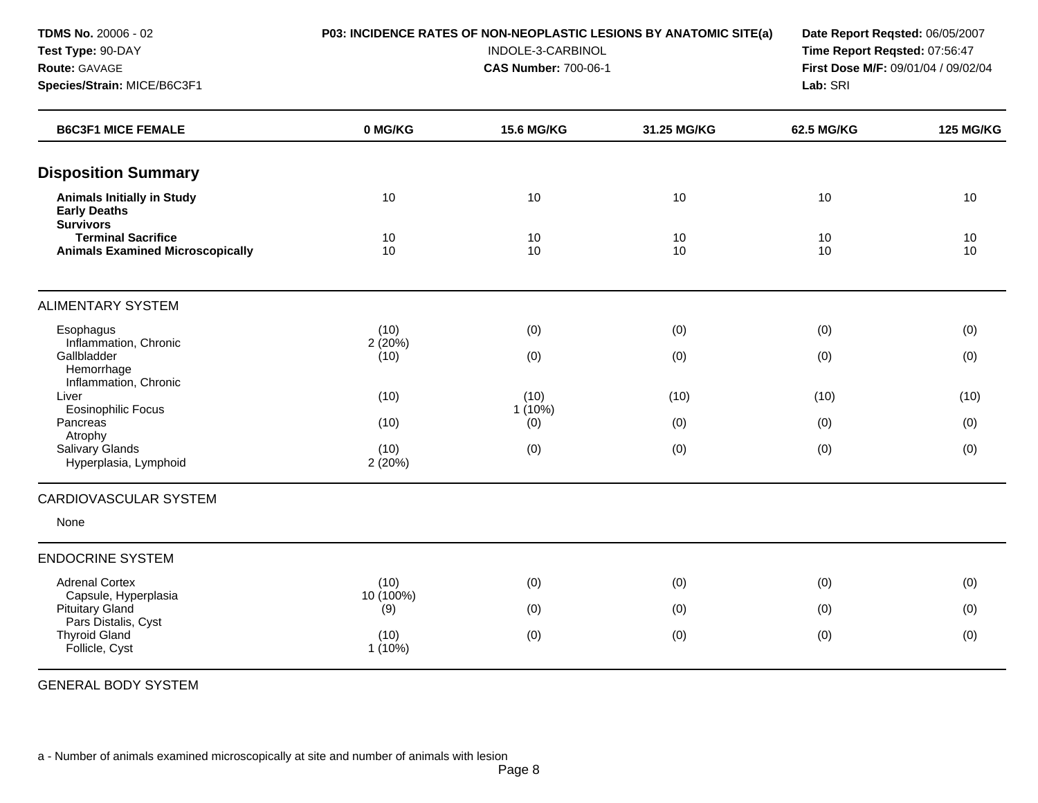**TDMS No.** 20006 - 02
**Test Type:** 90-DAY
**Route:** GAVAGE
**Species/Strain:** MICE/B6C3F1

**P03: INCIDENCE RATES OF NON-NEOPLASTIC LESIONS BY ANATOMIC SITE(a)**
INDOLE-3-CARBINOL
**CAS Number:** 700-06-1

**Date Report Reqsted:** 06/05/2007
**Time Report Reqsted:** 07:56:47
**First Dose M/F:** 09/01/04 / 09/02/04
**Lab:** SRI

| B6C3F1 MICE FEMALE | 0 MG/KG | 15.6 MG/KG | 31.25 MG/KG | 62.5 MG/KG | 125 MG/KG |
|---|---|---|---|---|---|
| **Disposition Summary** | | | | | |
| **Animals Initially in Study** | 10 | 10 | 10 | 10 | 10 |
| **Early Deaths** | | | | | |
| **Survivors** | | | | | |
| **Terminal Sacrifice** | 10 | 10 | 10 | 10 | 10 |
| **Animals Examined Microscopically** | 10 | 10 | 10 | 10 | 10 |
| ALIMENTARY SYSTEM | | | | | |
| Esophagus | (10) | (0) | (0) | (0) | (0) |
| Inflammation, Chronic | 2 (20%) | | | | |
| Gallbladder | (10) | (0) | (0) | (0) | (0) |
| Hemorrhage | | | | | |
| Inflammation, Chronic | | | | | |
| Liver | (10) | (10) | (10) | (10) | (10) |
| Eosinophilic Focus | | 1 (10%) | | | |
| Pancreas | (10) | (0) | (0) | (0) | (0) |
| Atrophy | | | | | |
| Salivary Glands | (10) | (0) | (0) | (0) | (0) |
| Hyperplasia, Lymphoid | 2 (20%) | | | | |
| CARDIOVASCULAR SYSTEM | | | | | |
| None | | | | | |
| ENDOCRINE SYSTEM | | | | | |
| Adrenal Cortex | (10) | (0) | (0) | (0) | (0) |
| Capsule, Hyperplasia | 10 (100%) | | | | |
| Pituitary Gland | (9) | (0) | (0) | (0) | (0) |
| Pars Distalis, Cyst | | | | | |
| Thyroid Gland | (10) | (0) | (0) | (0) | (0) |
| Follicle, Cyst | 1 (10%) | | | | |
| GENERAL BODY SYSTEM | | | | | |

a - Number of animals examined microscopically at site and number of animals with lesion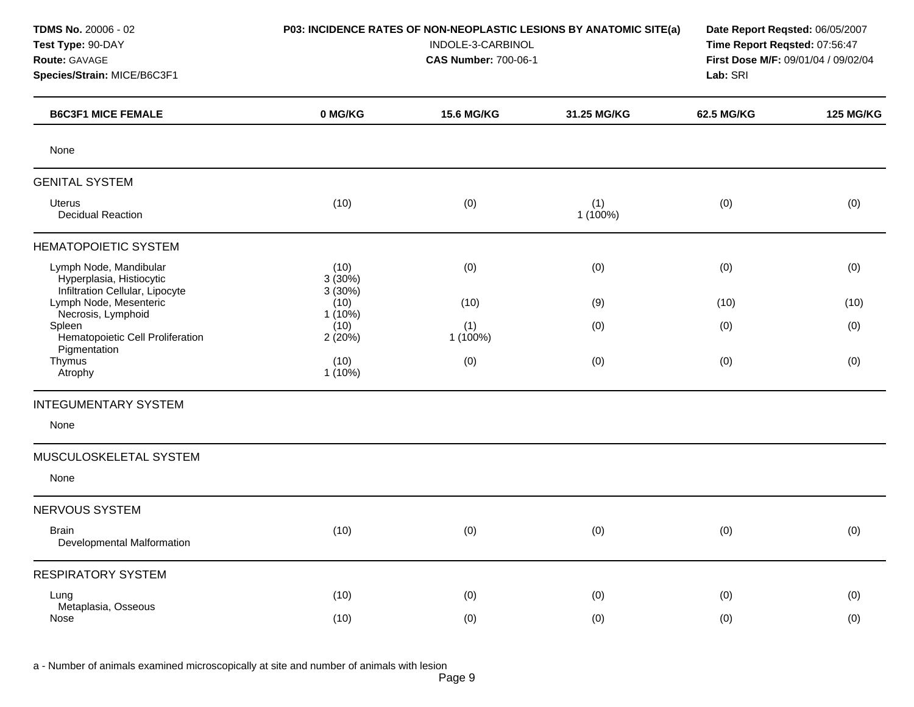**TDMS No.** 20006 - 02
**Test Type:** 90-DAY
**Route:** GAVAGE
**Species/Strain:** MICE/B6C3F1

**P03: INCIDENCE RATES OF NON-NEOPLASTIC LESIONS BY ANATOMIC SITE(a)**
INDOLE-3-CARBINOL
**CAS Number:** 700-06-1

**Date Report Reqsted:** 06/05/2007
**Time Report Reqsted:** 07:56:47
**First Dose M/F:** 09/01/04 / 09/02/04
**Lab:** SRI

| B6C3F1 MICE FEMALE | 0 MG/KG | 15.6 MG/KG | 31.25 MG/KG | 62.5 MG/KG | 125 MG/KG |
|---|---|---|---|---|---|
| None | | | | | |
| **GENITAL SYSTEM** | | | | | |
| Uterus | (10) | (0) | (1) | (0) | (0) |
| Decidual Reaction | | | 1 (100%) | | |
| **HEMATOPOIETIC SYSTEM** | | | | | |
| Lymph Node, Mandibular | (10) | (0) | (0) | (0) | (0) |
| Hyperplasia, Histiocytic | 3 (30%) | | | | |
| Infiltration Cellular, Lipocyte | 3 (30%) | | | | |
| Lymph Node, Mesenteric | (10) | (10) | (9) | (10) | (10) |
| Necrosis, Lymphoid | 1 (10%) | | | | |
| Spleen | (10) | (1) | (0) | (0) | (0) |
| Hematopoietic Cell Proliferation | 2 (20%) | 1 (100%) | | | |
| Pigmentation | | | | | |
| Thymus | (10) | (0) | (0) | (0) | (0) |
| Atrophy | 1 (10%) | | | | |
| **INTEGUMENTARY SYSTEM** | | | | | |
| None | | | | | |
| **MUSCULOSKELETAL SYSTEM** | | | | | |
| None | | | | | |
| **NERVOUS SYSTEM** | | | | | |
| Brain | (10) | (0) | (0) | (0) | (0) |
| Developmental Malformation | | | | | |
| **RESPIRATORY SYSTEM** | | | | | |
| Lung | (10) | (0) | (0) | (0) | (0) |
| Metaplasia, Osseous | | | | | |
| Nose | (10) | (0) | (0) | (0) | (0) |

a - Number of animals examined microscopically at site and number of animals with lesion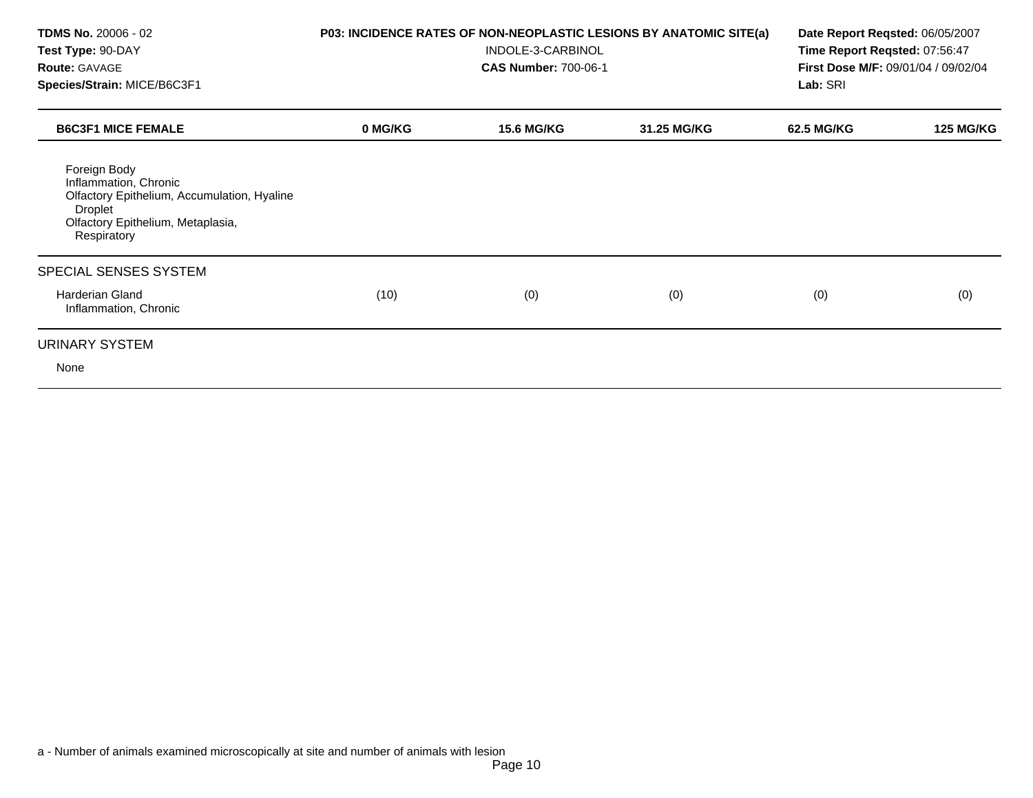**TDMS No.** 20006 - 02
**Test Type:** 90-DAY
**Route:** GAVAGE
**Species/Strain:** MICE/B6C3F1

**P03: INCIDENCE RATES OF NON-NEOPLASTIC LESIONS BY ANATOMIC SITE(a)**
INDOLE-3-CARBINOL
**CAS Number:** 700-06-1

**Date Report Reqsted:** 06/05/2007
**Time Report Reqsted:** 07:56:47
**First Dose M/F:** 09/01/04 / 09/02/04
**Lab:** SRI

| B6C3F1 MICE FEMALE | 0 MG/KG | 15.6 MG/KG | 31.25 MG/KG | 62.5 MG/KG | 125 MG/KG |
|---|---|---|---|---|---|
| Foreign Body | | | | | |
| Inflammation, Chronic | | | | | |
| Olfactory Epithelium, Accumulation, Hyaline Droplet | | | | | |
| Olfactory Epithelium, Metaplasia, Respiratory | | | | | |
| **SPECIAL SENSES SYSTEM** | | | | | |
| Harderian Gland | (10) | (0) | (0) | (0) | (0) |
| Inflammation, Chronic | | | | | |
| **URINARY SYSTEM** | | | | | |
| None | | | | | |

a - Number of animals examined microscopically at site and number of animals with lesion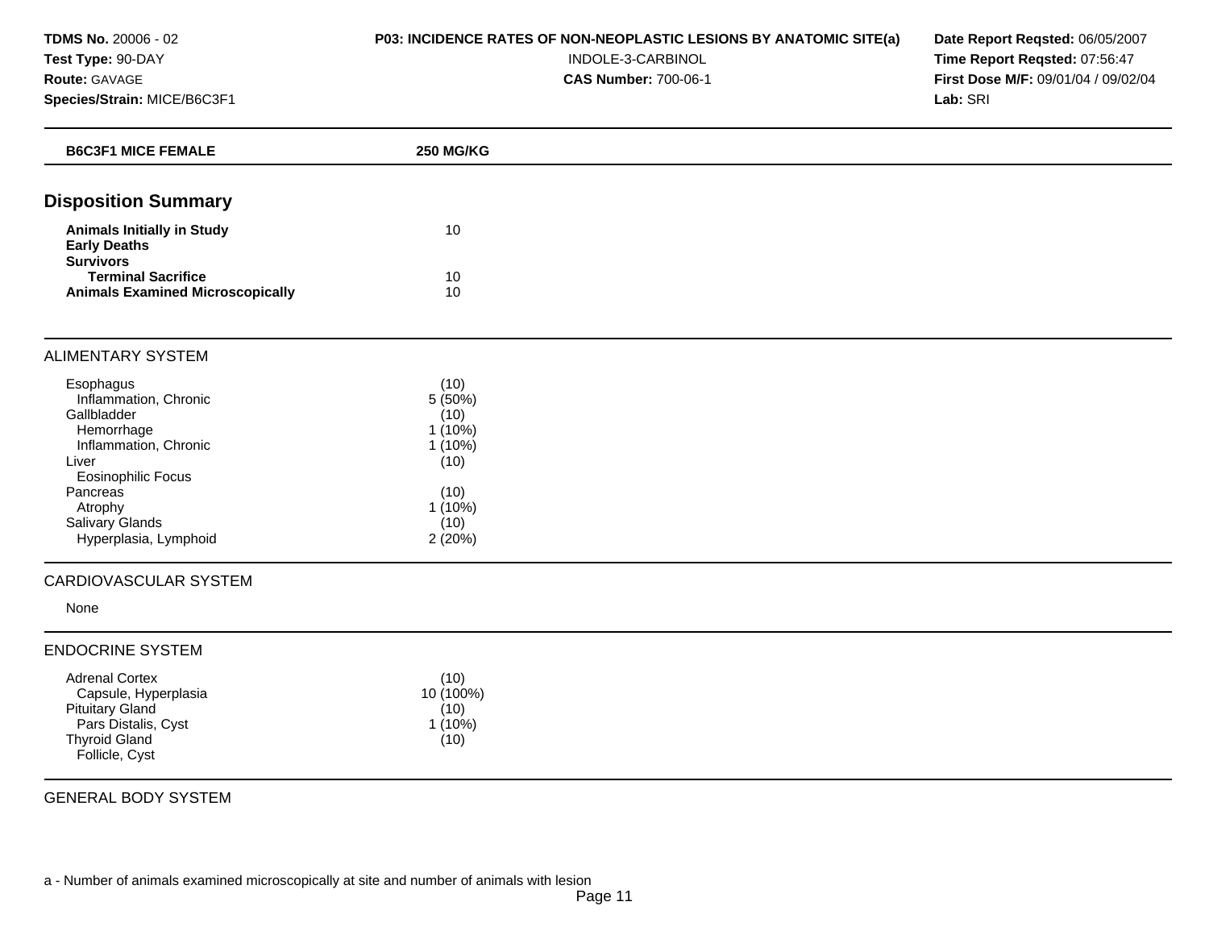**TDMS No.** 20006 - 02
**Test Type:** 90-DAY
**Route:** GAVAGE
**Species/Strain:** MICE/B6C3F1

**P03: INCIDENCE RATES OF NON-NEOPLASTIC LESIONS BY ANATOMIC SITE(a)**
INDOLE-3-CARBINOL
**CAS Number:** 700-06-1

**Date Report Reqsted:** 06/05/2007
**Time Report Reqsted:** 07:56:47
**First Dose M/F:** 09/01/04 / 09/02/04
**Lab:** SRI

| **B6C3F1 MICE FEMALE** | **250 MG/KG** |
|---|---|
| **Disposition Summary** | |
| **Animals Initially in Study** | 10 |
| **Early Deaths** | |
| **Survivors** | |
| **Terminal Sacrifice** | 10 |
| **Animals Examined Microscopically** | 10 |
| ALIMENTARY SYSTEM | |
| Esophagus | (10) |
| Inflammation, Chronic | 5 (50%) |
| Gallbladder | (10) |
| Hemorrhage | 1 (10%) |
| Inflammation, Chronic | 1 (10%) |
| Liver | (10) |
| Eosinophilic Focus | |
| Pancreas | (10) |
| Atrophy | 1 (10%) |
| Salivary Glands | (10) |
| Hyperplasia, Lymphoid | 2 (20%) |
| CARDIOVASCULAR SYSTEM | |
| None | |
| ENDOCRINE SYSTEM | |
| Adrenal Cortex | (10) |
| Capsule, Hyperplasia | 10 (100%) |
| Pituitary Gland | (10) |
| Pars Distalis, Cyst | 1 (10%) |
| Thyroid Gland | (10) |
| Follicle, Cyst | |
| GENERAL BODY SYSTEM | |

a - Number of animals examined microscopically at site and number of animals with lesion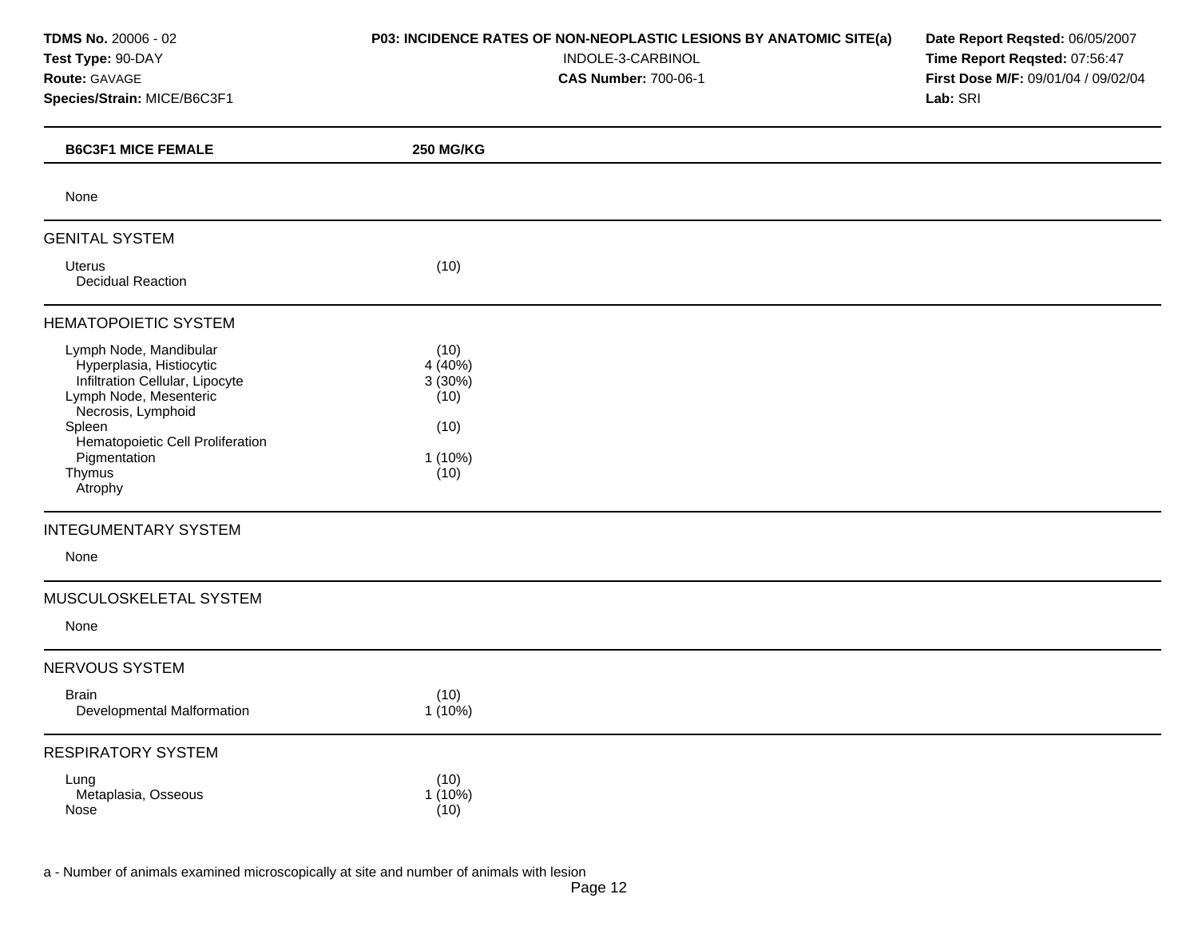**TDMS No.** 20006 - 02
**Test Type:** 90-DAY
**Route:** GAVAGE
**Species/Strain:** MICE/B6C3F1

**P03: INCIDENCE RATES OF NON-NEOPLASTIC LESIONS BY ANATOMIC SITE(a)**
INDOLE-3-CARBINOL
**CAS Number:** 700-06-1

**Date Report Reqsted:** 06/05/2007
**Time Report Reqsted:** 07:56:47
**First Dose M/F:** 09/01/04 / 09/02/04
**Lab:** SRI

| B6C3F1 MICE FEMALE | 250 MG/KG |
|---|---|
| None | |
| **GENITAL SYSTEM** | |
| Uterus | (10) |
| Decidual Reaction | |
| **HEMATOPOIETIC SYSTEM** | |
| Lymph Node, Mandibular | (10) |
| Hyperplasia, Histiocytic | 4 (40%) |
| Infiltration Cellular, Lipocyte | 3 (30%) |
| Lymph Node, Mesenteric | (10) |
| Necrosis, Lymphoid | |
| Spleen | (10) |
| Hematopoietic Cell Proliferation | |
| Pigmentation | 1 (10%) |
| Thymus | (10) |
| Atrophy | |
| **INTEGUMENTARY SYSTEM** | |
| None | |
| **MUSCULOSKELETAL SYSTEM** | |
| None | |
| **NERVOUS SYSTEM** | |
| Brain | (10) |
| Developmental Malformation | 1 (10%) |
| **RESPIRATORY SYSTEM** | |
| Lung | (10) |
| Metaplasia, Osseous | 1 (10%) |
| Nose | (10) |

a - Number of animals examined microscopically at site and number of animals with lesion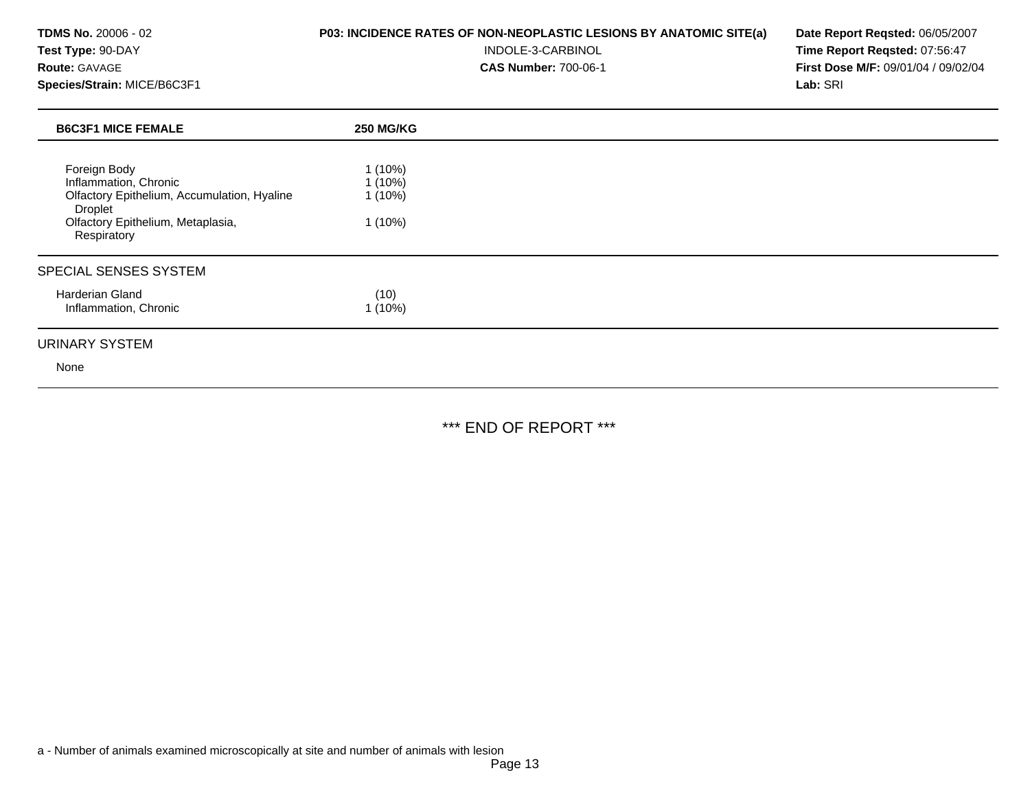**TDMS No.** 20006 - 02
**Test Type:** 90-DAY
**Route:** GAVAGE
**Species/Strain:** MICE/B6C3F1

**P03: INCIDENCE RATES OF NON-NEOPLASTIC LESIONS BY ANATOMIC SITE(a)**
INDOLE-3-CARBINOL
**CAS Number:** 700-06-1

**Date Report Reqsted:** 06/05/2007
**Time Report Reqsted:** 07:56:47
**First Dose M/F:** 09/01/04 / 09/02/04
**Lab:** SRI

| B6C3F1 MICE FEMALE | 250 MG/KG |
|---|---|
| Foreign Body | 1 (10%) |
| Inflammation, Chronic | 1 (10%) |
| Olfactory Epithelium, Accumulation, Hyaline Droplet | 1 (10%) |
| Olfactory Epithelium, Metaplasia, Respiratory | 1 (10%) |
| **SPECIAL SENSES SYSTEM** | |
| Harderian Gland | (10) |
| Inflammation, Chronic | 1 (10%) |
| **URINARY SYSTEM** | |
| None | |

\*\*\* END OF REPORT \*\*\*

a - Number of animals examined microscopically at site and number of animals with lesion